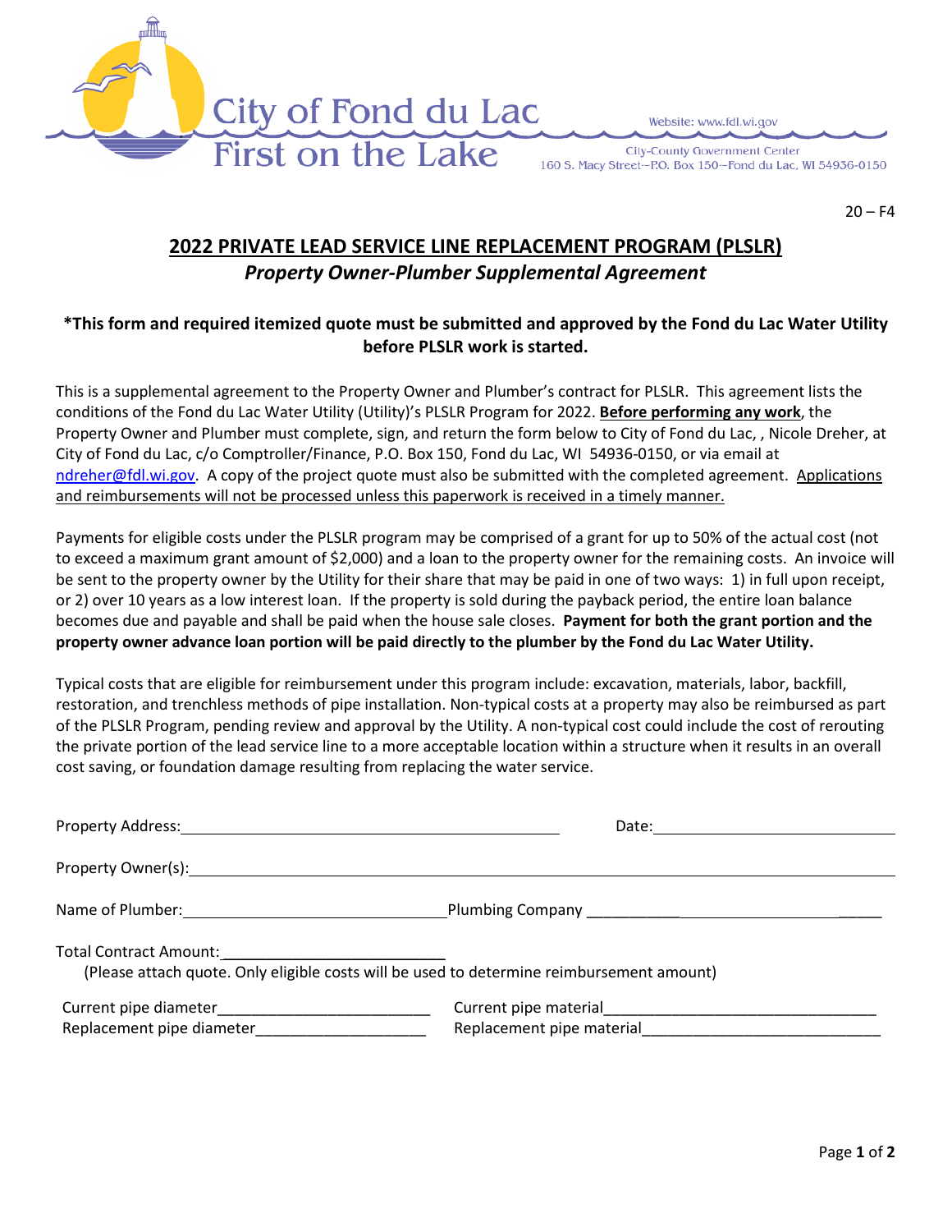City of Fond du Lac
First on the Lake

Website: www.fdl.wi.gov

City-County Government Center
160 S. Macy Street–P.O. Box 150–Fond du Lac, WI 54936-0150

20 – F4

## 2022 PRIVATE LEAD SERVICE LINE REPLACEMENT PROGRAM (PLSLR)

### *Property Owner-Plumber Supplemental Agreement*

**\*This form and required itemized quote must be submitted and approved by the Fond du Lac Water Utility before PLSLR work is started.**

This is a supplemental agreement to the Property Owner and Plumber's contract for PLSLR. This agreement lists the conditions of the Fond du Lac Water Utility (Utility)'s PLSLR Program for 2022. **Before performing any work**, the Property Owner and Plumber must complete, sign, and return the form below to City of Fond du Lac, , Nicole Dreher, at City of Fond du Lac, c/o Comptroller/Finance, P.O. Box 150, Fond du Lac, WI 54936-0150, or via email at ndreher@fdl.wi.gov. A copy of the project quote must also be submitted with the completed agreement. Applications and reimbursements will not be processed unless this paperwork is received in a timely manner.

Payments for eligible costs under the PLSLR program may be comprised of a grant for up to 50% of the actual cost (not to exceed a maximum grant amount of $2,000) and a loan to the property owner for the remaining costs. An invoice will be sent to the property owner by the Utility for their share that may be paid in one of two ways: 1) in full upon receipt, or 2) over 10 years as a low interest loan. If the property is sold during the payback period, the entire loan balance becomes due and payable and shall be paid when the house sale closes. **Payment for both the grant portion and the property owner advance loan portion will be paid directly to the plumber by the Fond du Lac Water Utility.**

Typical costs that are eligible for reimbursement under this program include: excavation, materials, labor, backfill, restoration, and trenchless methods of pipe installation. Non-typical costs at a property may also be reimbursed as part of the PLSLR Program, pending review and approval by the Utility. A non-typical cost could include the cost of rerouting the private portion of the lead service line to a more acceptable location within a structure when it results in an overall cost saving, or foundation damage resulting from replacing the water service.

Property Address:_______________________________________ Date:___________________________

Property Owner(s):_______________________________________________________________________

Name of Plumber:_____________________________ Plumbing Company _________________________________

Total Contract Amount:________________________
(Please attach quote. Only eligible costs will be used to determine reimbursement amount)

Current pipe diameter________________________ Current pipe material______________________________

Replacement pipe diameter____________________ Replacement pipe material___________________________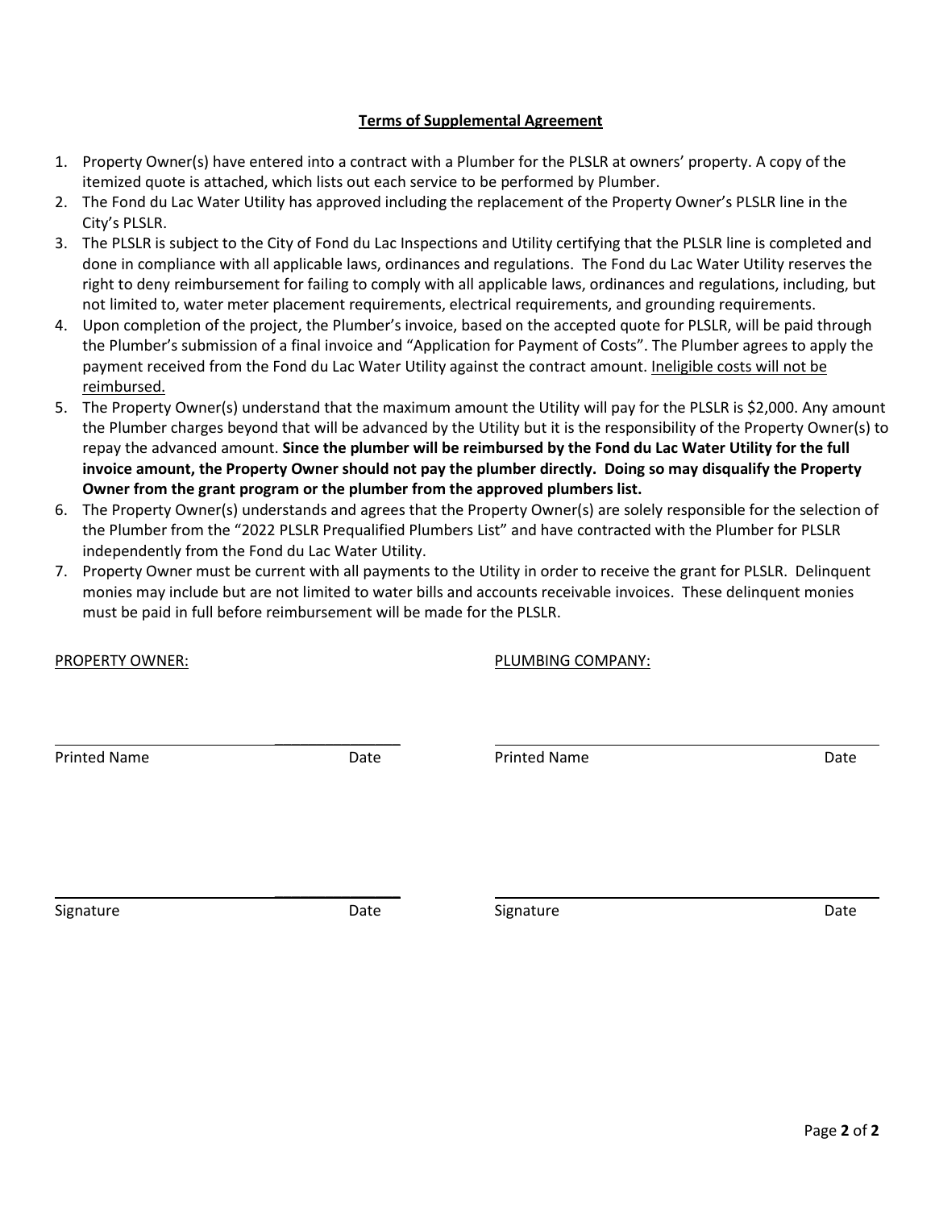**Terms of Supplemental Agreement**

1. Property Owner(s) have entered into a contract with a Plumber for the PLSLR at owners' property. A copy of the itemized quote is attached, which lists out each service to be performed by Plumber.
2. The Fond du Lac Water Utility has approved including the replacement of the Property Owner's PLSLR line in the City's PLSLR.
3. The PLSLR is subject to the City of Fond du Lac Inspections and Utility certifying that the PLSLR line is completed and done in compliance with all applicable laws, ordinances and regulations. The Fond du Lac Water Utility reserves the right to deny reimbursement for failing to comply with all applicable laws, ordinances and regulations, including, but not limited to, water meter placement requirements, electrical requirements, and grounding requirements.
4. Upon completion of the project, the Plumber's invoice, based on the accepted quote for PLSLR, will be paid through the Plumber's submission of a final invoice and "Application for Payment of Costs". The Plumber agrees to apply the payment received from the Fond du Lac Water Utility against the contract amount. <u>Ineligible costs will not be reimbursed.</u>
5. The Property Owner(s) understand that the maximum amount the Utility will pay for the PLSLR is $2,000. Any amount the Plumber charges beyond that will be advanced by the Utility but it is the responsibility of the Property Owner(s) to repay the advanced amount. **Since the plumber will be reimbursed by the Fond du Lac Water Utility for the full invoice amount, the Property Owner should not pay the plumber directly. Doing so may disqualify the Property Owner from the grant program or the plumber from the approved plumbers list.**
6. The Property Owner(s) understands and agrees that the Property Owner(s) are solely responsible for the selection of the Plumber from the "2022 PLSLR Prequalified Plumbers List" and have contracted with the Plumber for PLSLR independently from the Fond du Lac Water Utility.
7. Property Owner must be current with all payments to the Utility in order to receive the grant for PLSLR. Delinquent monies may include but are not limited to water bills and accounts receivable invoices. These delinquent monies must be paid in full before reimbursement will be made for the PLSLR.

<u>PROPERTY OWNER:</u>

______________________________ ____________

Printed Name Date

______________________________ ____________

Signature Date

<u>PLUMBING COMPANY:</u>

______________________________________________

Printed Name Date

______________________________________________

Signature Date